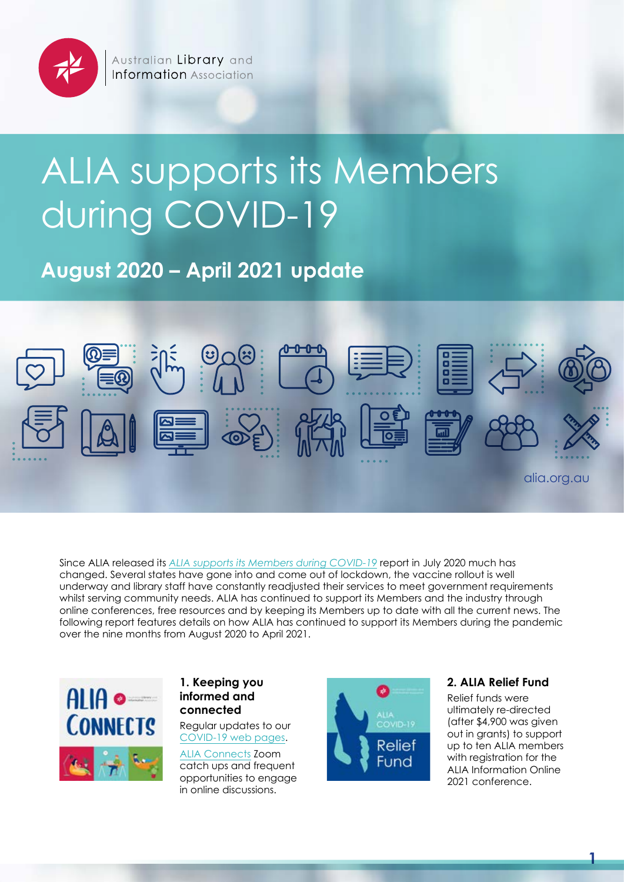Australian Library and Information Association

# ALIA supports its Members during COVID-19

## August 2020 – April 2021 update

alia.org.au

Since ALIA released its *ALIA supports its Members during COVID-19* report in July 2020 much has changed. Several states have gone into and come out of lockdown, the vaccine rollout is well underway and library staff have constantly readjusted their services to meet government requirements whilst serving community needs. ALIA has continued to support its Members and the industry through online conferences, free resources and by keeping its Members up to date with all the current news. The following report features details on how ALIA has continued to support its Members during the pandemic over the nine months from August 2020 to April 2021.

### 1. Keeping you informed and connected

Regular updates to our COVID-19 web pages.

ALIA Connects Zoom catch ups and frequent opportunities to engage in online discussions.

### 2. ALIA Relief Fund

Relief funds were ultimately re-directed (after $4,900 was given out in grants) to support up to ten ALIA members with registration for the ALIA Information Online 2021 conference.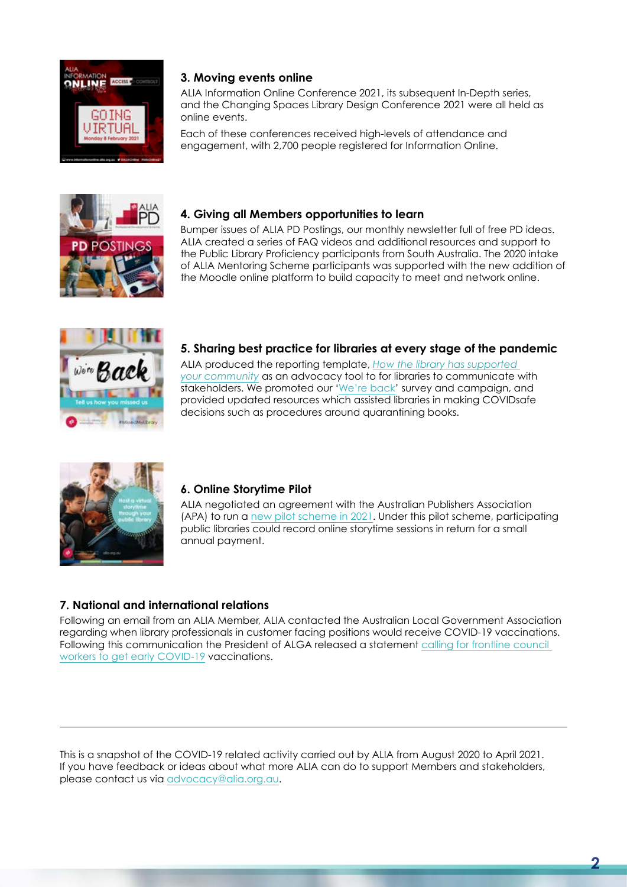### 3. Moving events online

ALIA Information Online Conference 2021, its subsequent In-Depth series, and the Changing Spaces Library Design Conference 2021 were all held as online events.

Each of these conferences received high-levels of attendance and engagement, with 2,700 people registered for Information Online.

### 4. Giving all Members opportunities to learn

Bumper issues of ALIA PD Postings, our monthly newsletter full of free PD ideas. ALIA created a series of FAQ videos and additional resources and support to the Public Library Proficiency participants from South Australia. The 2020 intake of ALIA Mentoring Scheme participants was supported with the new addition of the Moodle online platform to build capacity to meet and network online.

### 5. Sharing best practice for libraries at every stage of the pandemic

ALIA produced the reporting template, *How the library has supported your community* as an advocacy tool to for libraries to communicate with stakeholders. We promoted our 'We're back' survey and campaign, and provided updated resources which assisted libraries in making COVIDsafe decisions such as procedures around quarantining books.

### 6. Online Storytime Pilot

ALIA negotiated an agreement with the Australian Publishers Association (APA) to run a new pilot scheme in 2021. Under this pilot scheme, participating public libraries could record online storytime sessions in return for a small annual payment.

### 7. National and international relations

Following an email from an ALIA Member, ALIA contacted the Australian Local Government Association regarding when library professionals in customer facing positions would receive COVID-19 vaccinations. Following this communication the President of ALGA released a statement calling for frontline council workers to get early COVID-19 vaccinations.

---

This is a snapshot of the COVID-19 related activity carried out by ALIA from August 2020 to April 2021. If you have feedback or ideas about what more ALIA can do to support Members and stakeholders, please contact us via advocacy@alia.org.au.